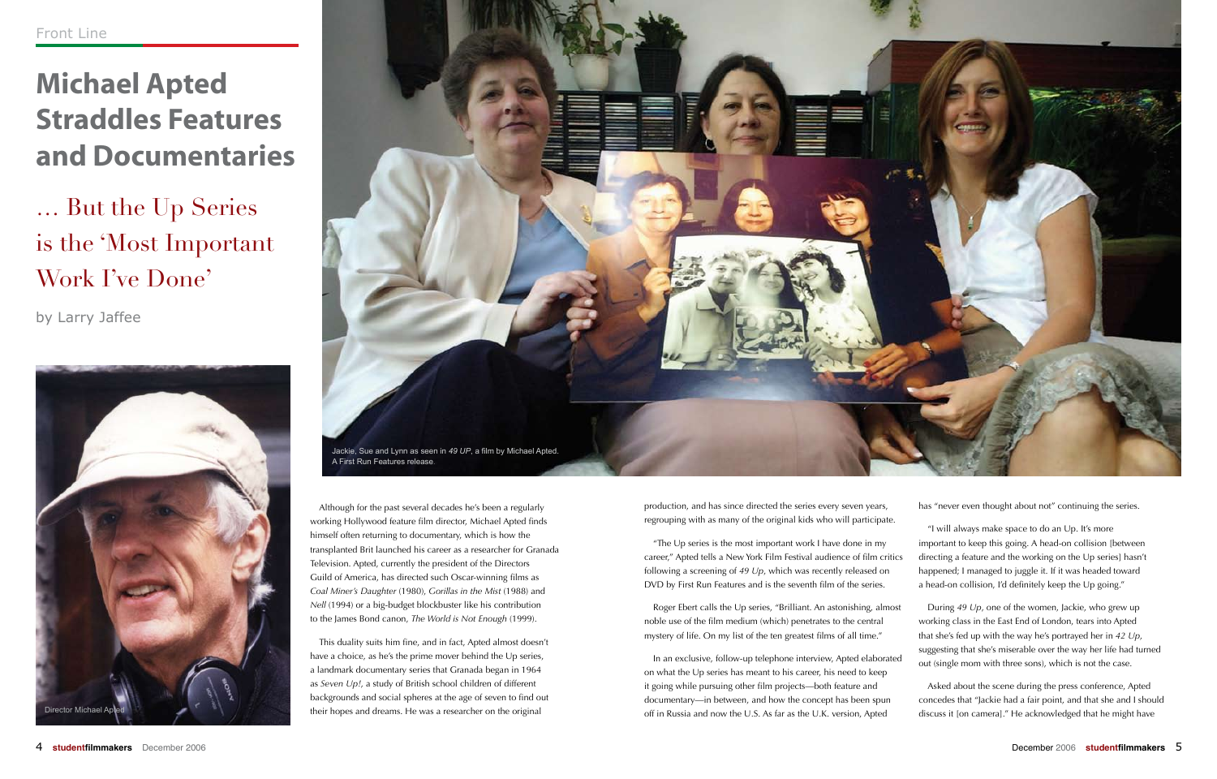Front Line

# Michael Apted Straddles Features and Documentaries

## … But the Up Series is the 'Most Important Work I've Done'

by Larry Jaffee

Director Michael Apted

Jackie, Sue and Lynn as seen in *49 UP*, a film by Michael Apted. A First Run Features release.

Although for the past several decades he's been a regularly working Hollywood feature film director, Michael Apted finds himself often returning to documentary, which is how the transplanted Brit launched his career as a researcher for Granada Television. Apted, currently the president of the Directors Guild of America, has directed such Oscar-winning films as *Coal Miner's Daughter* (1980), *Gorillas in the Mist* (1988) and *Nell* (1994) or a big-budget blockbuster like his contribution to the James Bond canon, *The World is Not Enough* (1999).

This duality suits him fine, and in fact, Apted almost doesn't have a choice, as he's the prime mover behind the Up series, a landmark documentary series that Granada began in 1964 as *Seven Up!*, a study of British school children of different backgrounds and social spheres at the age of seven to find out their hopes and dreams. He was a researcher on the original production, and has since directed the series every seven years, regrouping with as many of the original kids who will participate.

"The Up series is the most important work I have done in my career," Apted tells a New York Film Festival audience of film critics following a screening of *49 Up*, which was recently released on DVD by First Run Features and is the seventh film of the series.

Roger Ebert calls the Up series, "Brilliant. An astonishing, almost noble use of the film medium (which) penetrates to the central mystery of life. On my list of the ten greatest films of all time."

In an exclusive, follow-up telephone interview, Apted elaborated on what the Up series has meant to his career, his need to keep it going while pursuing other film projects—both feature and documentary—in between, and how the concept has been spun off in Russia and now the U.S. As far as the U.K. version, Apted has "never even thought about not" continuing the series.

"I will always make space to do an Up. It's more important to keep this going. A head-on collision [between directing a feature and the working on the Up series] hasn't happened; I managed to juggle it. If it was headed toward a head-on collision, I'd definitely keep the Up going."

During *49 Up*, one of the women, Jackie, who grew up working class in the East End of London, tears into Apted that she's fed up with the way he's portrayed her in *42 Up*, suggesting that she's miserable over the way her life had turned out (single mom with three sons), which is not the case.

Asked about the scene during the press conference, Apted concedes that "Jackie had a fair point, and that she and I should discuss it [on camera]." He acknowledged that he might have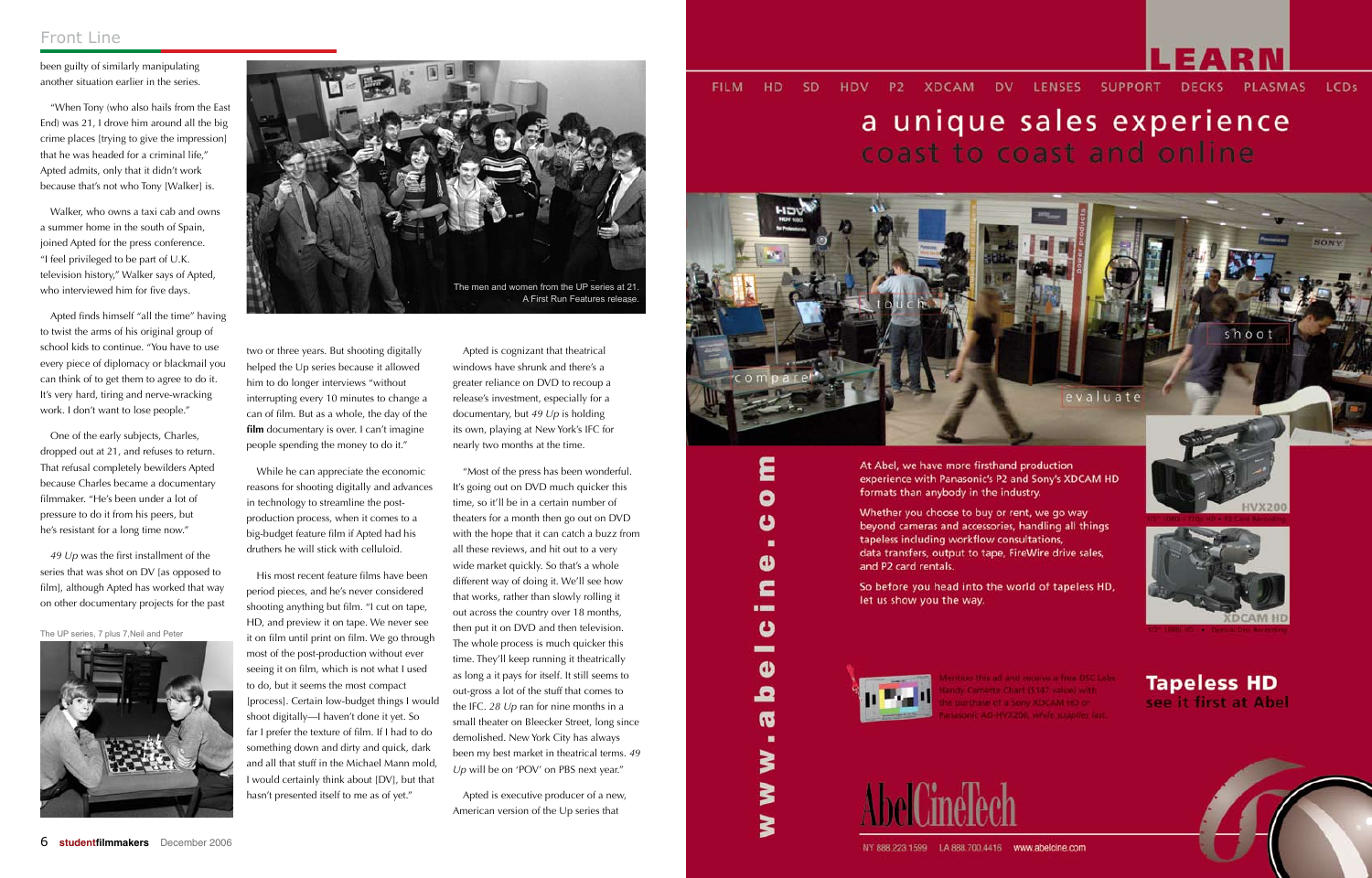been guilty of similarly manipulating another situation earlier in the series.

"When Tony (who also hails from the East End) was 21, I drove him around all the big crime places [trying to give the impression] that he was headed for a criminal life," Apted admits, only that it didn't work because that's not who Tony [Walker] is.

Walker, who owns a taxi cab and owns a summer home in the south of Spain, joined Apted for the press conference. "I feel privileged to be part of U.K. television history," Walker says of Apted, who interviewed him for five days.

Apted finds himself "all the time" having to twist the arms of his original group of school kids to continue. "You have to use every piece of diplomacy or blackmail you can think of to get them to agree to do it. It's very hard, tiring and nerve-wracking work. I don't want to lose people."

One of the early subjects, Charles, dropped out at 21, and refuses to return. That refusal completely bewilders Apted because Charles became a documentary filmmaker. "He's been under a lot of pressure to do it from his peers, but he's resistant for a long time now."

*49 Up* was the first installment of the series that was shot on DV [as opposed to film], although Apted has worked that way on other documentary projects for the past

The UP series, 7 plus 7,Neil and Peter

The men and women from the UP series at 21. A First Run Features release.

two or three years. But shooting digitally helped the Up series because it allowed him to do longer interviews "without interrupting every 10 minutes to change a can of film. But as a whole, the day of the **film** documentary is over. I can't imagine people spending the money to do it."

While he can appreciate the economic reasons for shooting digitally and advances in technology to streamline the post-production process, even to the extent of a big-budget feature film if Apted had his druthers he will stick with celluloid.

His most recent feature films have been period pieces, and he's never considered shooting anything but film. "I cut on tape, HD, and preview it on tape. We never see it on film until print on film. We go through most of the post-production without ever seeing it on film, which is not what I used to do, but it seems the most compact [process]. Certain low-budget things I would shoot digitally—I haven't done it yet. So far I prefer the texture of film. If I had to do something down and dirty and quick, dark and all that stuff in the Michael Mann mold, I would certainly think about [DV], but that hasn't presented itself to me as of yet."

Apted is cognizant that theatrical windows have shrunk and there's a greater reliance on DVD to recoup a release's investment, especially for a documentary, but *49 Up* is holding its own, playing at New York's IFC for nearly two months at the time.

"Most of the press has been wonderful. It's going out on DVD much quicker this time, so it'll be in a certain number of theaters for a month then go out on DVD with the hope that it can catch a buzz from all these reviews, and hit out to a very wide market quickly. So that's a whole different way of doing it. We'll see how that works, rather than slowly rolling it out across the country over 18 months, then put it on DVD and then television. The whole process is much quicker this time. They'll keep running it theatrically as long as it pays for itself. It still seems to out-gross a lot of the stuff that comes to the IFC. *28 Up* ran for nine months in a small theater on Bleecker Street, long since demolished. New York City has always been my best market in theatrical terms. *49 Up* will be on 'POV' on PBS next year."

Apted is executive producer of a new, American version of the Up series that

FILM HD SD HDV P2 XDCAM DV LENSES SUPPORT DECKS PLASMAS LCDs

# LEARN

## a unique sales experience
coast to coast and online

touch compare evaluate shoot

www.abelcine.com

At Abel, we have more firsthand production experience with Panasonic's P2 and Sony's XDCAM HD formats than anybody in the industry.

Whether you choose to buy or rent, we go way beyond cameras and accessories, handling all things tapeless including workflow consultations, data transfers, output to tape, FireWire drive sales, and P2 card rentals.

So before you head into the world of tapeless HD, let us show you the way.

HVX200
1/3" 1080i / 720p HD • P2 Card Recording

XDCAM HD
1/2" 1080i HD • Optical Disc Recording

Mention this ad and receive a free DSC Labs Handy Camera Chart ($147 value) with the purchase of a Sony XDCAM HD or Panasonic AG-HVX200, while supplies last.

**Tapeless HD**
see it first at Abel

AbelCineTech

NY 888.223.1599 LA 888.700.4416 www.abelcine.com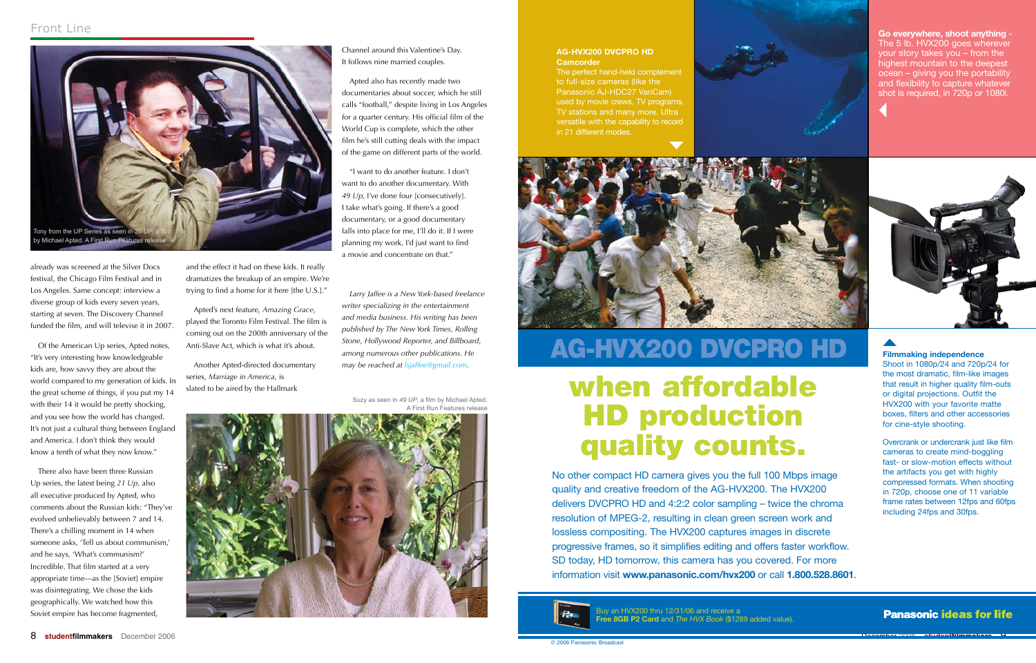Tony from the UP Series as seen in *35 UP*, a film by Michael Apted. A First Run Features release

already was screened at the Silver Docs festival, the Chicago Film Festival and in Los Angeles. Same concept: interview a diverse group of kids every seven years, starting at seven. The Discovery Channel funded the film, and will televise it in 2007.

Of the American Up series, Apted notes, "It's very interesting how knowledgeable kids are, how savvy they are about the world compared to my generation of kids. In the great scheme of things, if you put my 14 with their 14 it would be pretty shocking, and you see how the world has changed. It's not just a cultural thing between England and America. I don't think they would know a tenth of what they now know."

There also have been three Russian Up series, the latest being *21 Up*, also all executive produced by Apted, who comments about the Russian kids: "They've evolved unbelievably between 7 and 14. There's a chilling moment in 14 when someone asks, 'Tell us about communism,' and he says, 'What's communism?' Incredible. That film started at a very appropriate time—as the [Soviet] empire was disintegrating. We chose the kids geographically. We watched how this Soviet empire has become fragmented, and the effect it had on these kids. It really dramatizes the breakup of an empire. We're trying to find a home for it here [the U.S.]."

Apted's next feature, *Amazing Grace*, played the Toronto Film Festival. The film is coming out on the 200th anniversary of the Anti-Slave Act, which is what it's about.

Another Apted-directed documentary series, *Marriage in America*, is slated to be aired by the Hallmark Channel around this Valentine's Day. It follows nine married couples.

Apted also has recently made two documentaries about soccer, which he still calls "football," despite living in Los Angeles for a quarter century. His official film of the World Cup is complete, which the other film he's still cutting deals with the impact of the game on different parts of the world.

"I want to do another feature. I don't want to do another documentary. With *49 Up*, I've done four [consecutively]. I take what's going. If there's a good documentary, or a good documentary falls into place for me, I'll do it. If I were planning my work, I'd just want to find a movie and concentrate on that."

*Larry Jaffee is a New York-based freelance writer specializing in the entertainment and media business. His writing has been published by The New York Times, Rolling Stone, Hollywood Reporter, and Billboard, among numerous other publications. He may be reached at lsjaffee@gmail.com.*

Suzy as seen in *49 UP*, a film by Michael Apted. A First Run Features release

**AG-HVX200 DVCPRO HD Camcorder**
The perfect hand-held complement to full-size cameras (like the Panasonic AJ-HDC27 VariCam) used by movie crews, TV programs, TV stations and many more. Ultra versatile with the capability to record in 21 different modes.

**Go everywhere, shoot anything** - The 5 lb. HVX200 goes wherever your story takes you – from the highest mountain to the deepest ocean – giving you the portability and flexibility to capture whatever shot is required, in 720p or 1080i.

# AG-HVX200 DVCPRO HD

# when affordable HD production quality counts.

No other compact HD camera gives you the full 100 Mbps image quality and creative freedom of the AG-HVX200. The HVX200 delivers DVCPRO HD and 4:2:2 color sampling – twice the chroma resolution of MPEG-2, resulting in clean green screen work and lossless compositing. The HVX200 captures images in discrete progressive frames, so it simplifies editing and offers faster workflow. SD today, HD tomorrow, this camera has you covered. For more information visit **www.panasonic.com/hvx200** or call **1.800.528.8601**.

**Filmmaking independence**
Shoot in 1080p/24 and 720p/24 for the most dramatic, film-like images that result in higher quality film-outs or digital projections. Outfit the HVX200 with your favorite matte boxes, filters and other accessories for cine-style shooting.

Overcrank or undercrank just like film cameras to create mind-boggling fast- or slow-motion effects without the artifacts you get with highly compressed formats. When shooting in 720p, choose one of 11 variable frame rates between 12fps and 60fps including 24fps and 30fps.

Buy an HVX200 thru 12/31/06 and receive a **Free 8GB P2 Card** and *The HVX Book* ($1289 added value).

**Panasonic ideas for life**

© 2006 Panasonic Broadcast